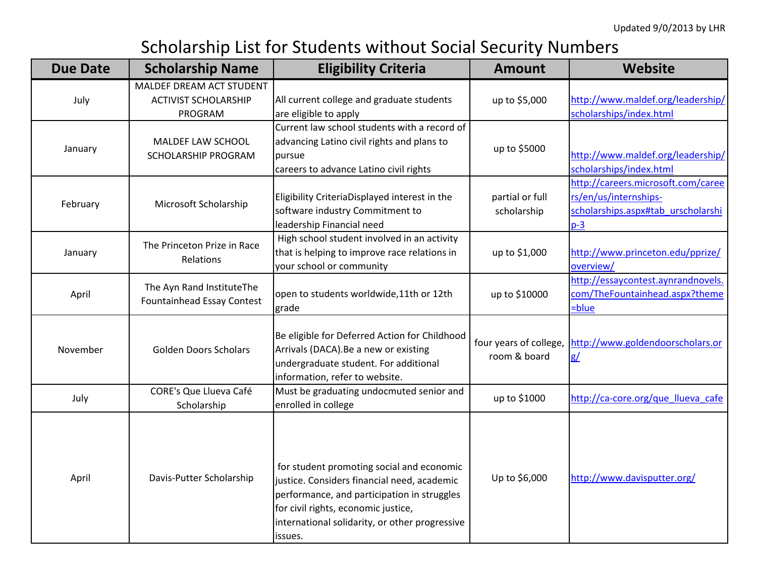Updated 9/0/2013 by LHR

# Scholarship List for Students without Social Security Numbers

| Due Date | Scholarship Name | Eligibility Criteria | Amount | Website |
|---|---|---|---|---|
| July | MALDEF DREAM ACT STUDENT ACTIVIST SCHOLARSHIP PROGRAM | All current college and graduate students are eligible to apply | up to $5,000 | http://www.maldef.org/leadership/scholarships/index.html |
| January | MALDEF LAW SCHOOL SCHOLARSHIP PROGRAM | Current law school students with a record of advancing Latino civil rights and plans to pursue careers to advance Latino civil rights | up to $5000 | http://www.maldef.org/leadership/scholarships/index.html |
| February | Microsoft Scholarship | Eligibility CriteriaDisplayed interest in the software industry Commitment to leadership Financial need | partial or full scholarship | http://careers.microsoft.com/careers/en/us/internships-scholarships.aspx#tab_urscholarship-3 |
| January | The Princeton Prize in Race Relations | High school student involved in an activity that is helping to improve race relations in your school or community | up to $1,000 | http://www.princeton.edu/pprize/overview/ |
| April | The Ayn Rand InstituteThe Fountainhead Essay Contest | open to students worldwide,11th or 12th grade | up to $10000 | http://essaycontest.aynrandnovels.com/TheFountainhead.aspx?theme=blue |
| November | Golden Doors Scholars | Be eligible for Deferred Action for Childhood Arrivals (DACA).Be a new or existing undergraduate student. For additional information, refer to website. | four years of college, room & board | http://www.goldendoorscholars.org/ |
| July | CORE's Que Llueva Café Scholarship | Must be graduating undocmuted senior and enrolled in college | up to $1000 | http://ca-core.org/que_llueva_cafe |
| April | Davis-Putter Scholarship | for student promoting social and economic justice. Considers financial need, academic performance, and participation in struggles for civil rights, economic justice, international solidarity, or other progressive issues. | Up to $6,000 | http://www.davisputter.org/ |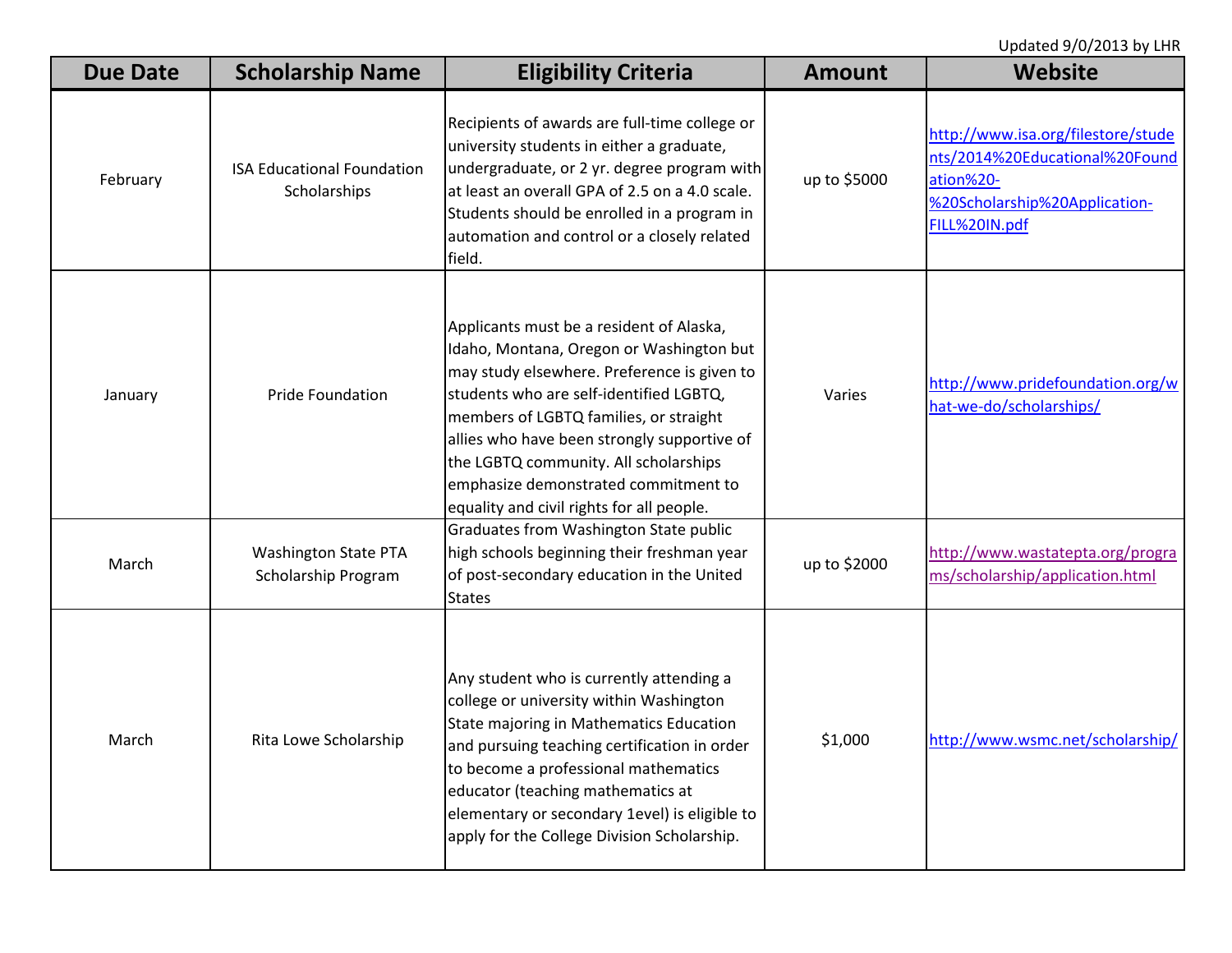Updated 9/0/2013 by LHR

| Due Date | Scholarship Name | Eligibility Criteria | Amount | Website |
|---|---|---|---|---|
| February | ISA Educational Foundation Scholarships | Recipients of awards are full-time college or university students in either a graduate, undergraduate, or 2 yr. degree program with at least an overall GPA of 2.5 on a 4.0 scale. Students should be enrolled in a program in automation and control or a closely related field. | up to $5000 | http://www.isa.org/filestore/students/2014%20Educational%20Foundation%20-%20Scholarship%20Application-FILL%20IN.pdf |
| January | Pride Foundation | Applicants must be a resident of Alaska, Idaho, Montana, Oregon or Washington but may study elsewhere. Preference is given to students who are self-identified LGBTQ, members of LGBTQ families, or straight allies who have been strongly supportive of the LGBTQ community. All scholarships emphasize demonstrated commitment to equality and civil rights for all people. | Varies | http://www.pridefoundation.org/what-we-do/scholarships/ |
| March | Washington State PTA Scholarship Program | Graduates from Washington State public high schools beginning their freshman year of post-secondary education in the United States | up to $2000 | http://www.wastatepta.org/programs/scholarship/application.html |
| March | Rita Lowe Scholarship | Any student who is currently attending a college or university within Washington State majoring in Mathematics Education and pursuing teaching certification in order to become a professional mathematics educator (teaching mathematics at elementary or secondary 1evel) is eligible to apply for the College Division Scholarship. | $1,000 | http://www.wsmc.net/scholarship/ |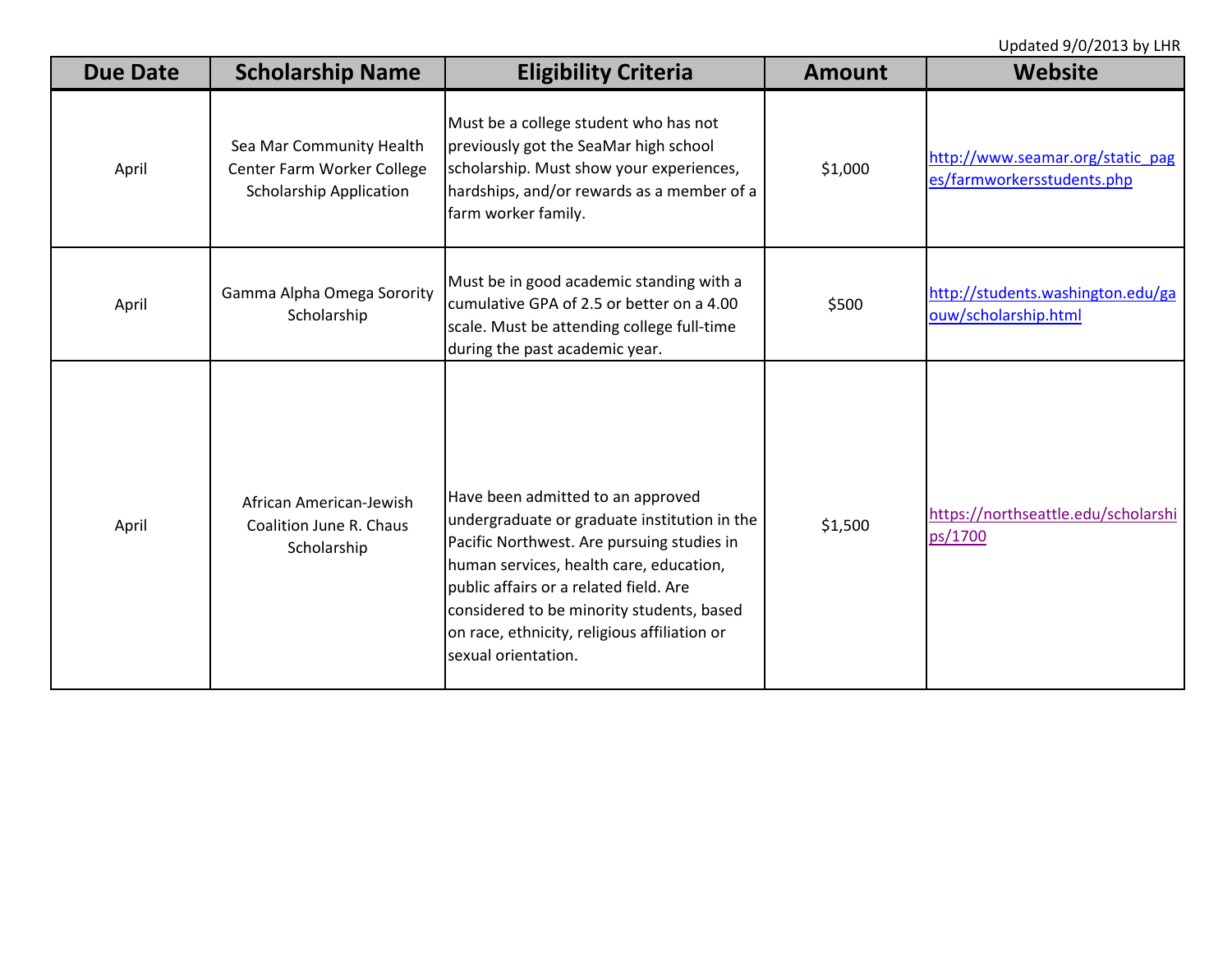Updated 9/0/2013 by LHR

| Due Date | Scholarship Name | Eligibility Criteria | Amount | Website |
| --- | --- | --- | --- | --- |
| April | Sea Mar Community Health Center Farm Worker College Scholarship Application | Must be a college student who has not previously got the SeaMar high school scholarship. Must show your experiences, hardships, and/or rewards as a member of a farm worker family. | $1,000 | http://www.seamar.org/static_pages/farmworkersstudents.php |
| April | Gamma Alpha Omega Sorority Scholarship | Must be in good academic standing with a cumulative GPA of 2.5 or better on a 4.00 scale. Must be attending college full-time during the past academic year. | $500 | http://students.washington.edu/gaouw/scholarship.html |
| April | African American-Jewish Coalition June R. Chaus Scholarship | Have been admitted to an approved undergraduate or graduate institution in the Pacific Northwest. Are pursuing studies in human services, health care, education, public affairs or a related field. Are considered to be minority students, based on race, ethnicity, religious affiliation or sexual orientation. | $1,500 | https://northseattle.edu/scholarships/1700 |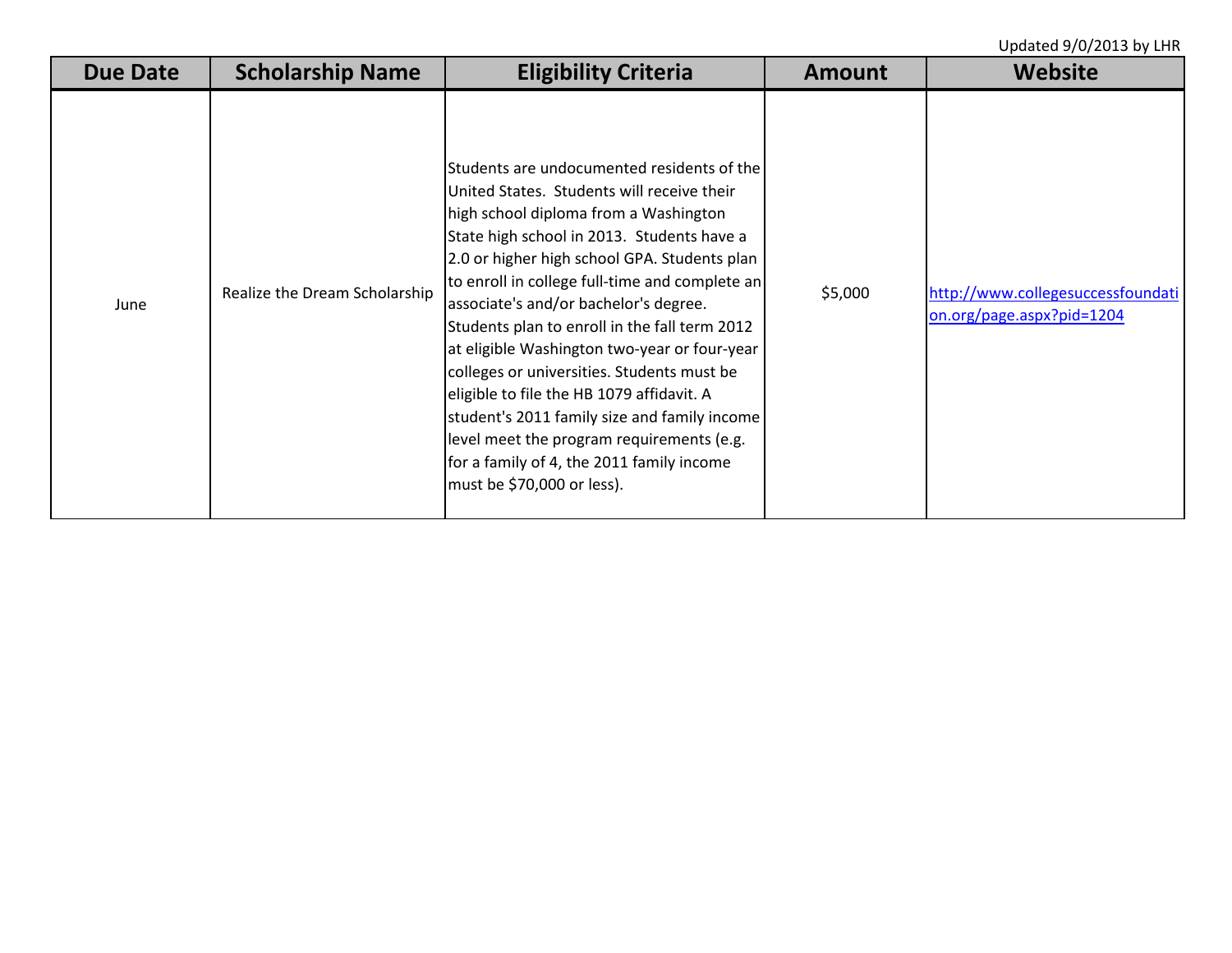Updated 9/0/2013 by LHR

| Due Date | Scholarship Name | Eligibility Criteria | Amount | Website |
|---|---|---|---|---|
| June | Realize the Dream Scholarship | Students are undocumented residents of the United States. Students will receive their high school diploma from a Washington State high school in 2013. Students have a 2.0 or higher high school GPA. Students plan to enroll in college full-time and complete an associate's and/or bachelor's degree. Students plan to enroll in the fall term 2012 at eligible Washington two-year or four-year colleges or universities. Students must be eligible to file the HB 1079 affidavit. A student's 2011 family size and family income level meet the program requirements (e.g. for a family of 4, the 2011 family income must be $70,000 or less). | $5,000 | http://www.collegesuccessfoundation.org/page.aspx?pid=1204 |